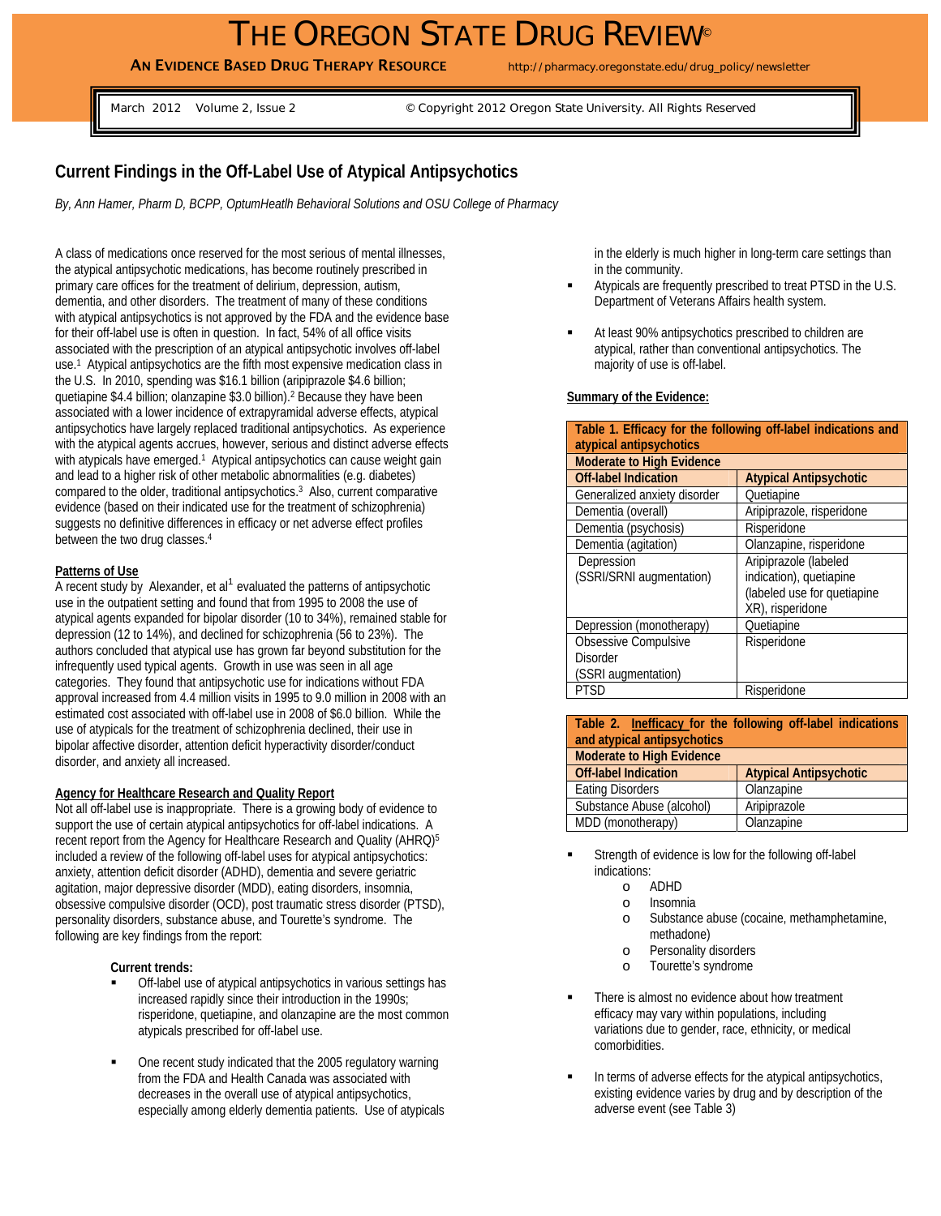# THE OREGON STATE DRUG REVIEW©

**AN EVIDENCE BASED DRUG THERAPY RESOURCE**

http://pharmacy.oregonstate.edu/drug_policy/newsletter

March 2012 Volume 2, Issue 2 © Copyright 2012 Oregon State University. All Rights Reserved

## Current Findings in the Off-Label Use of Atypical Antipsychotics

*By, Ann Hamer, Pharm D, BCPP, OptumHeatlh Behavioral Solutions and OSU College of Pharmacy*

A class of medications once reserved for the most serious of mental illnesses, the atypical antipsychotic medications, has become routinely prescribed in primary care offices for the treatment of delirium, depression, autism, dementia, and other disorders. The treatment of many of these conditions with atypical antipsychotics is not approved by the FDA and the evidence base for their off-label use is often in question. In fact, 54% of all office visits associated with the prescription of an atypical antipsychotic involves off-label use.[1] Atypical antipsychotics are the fifth most expensive medication class in the U.S. In 2010, spending was $16.1 billion (aripiprazole $4.6 billion; quetiapine $4.4 billion; olanzapine $3.0 billion).[2] Because they have been associated with a lower incidence of extrapyramidal adverse effects, atypical antipsychotics have largely replaced traditional antipsychotics. As experience with the atypical agents accrues, however, serious and distinct adverse effects with atypicals have emerged.[1] Atypical antipsychotics can cause weight gain and lead to a higher risk of other metabolic abnormalities (e.g. diabetes) compared to the older, traditional antipsychotics.[3] Also, current comparative evidence (based on their indicated use for the treatment of schizophrenia) suggests no definitive differences in efficacy or net adverse effect profiles between the two drug classes.[4]

### Patterns of Use

A recent study by Alexander, et al[1] evaluated the patterns of antipsychotic use in the outpatient setting and found that from 1995 to 2008 the use of atypical agents expanded for bipolar disorder (10 to 34%), remained stable for depression (12 to 14%), and declined for schizophrenia (56 to 23%). The authors concluded that atypical use has grown far beyond substitution for the infrequently used typical agents. Growth in use was seen in all age categories. They found that antipsychotic use for indications without FDA approval increased from 4.4 million visits in 1995 to 9.0 million in 2008 with an estimated cost associated with off-label use in 2008 of $6.0 billion. While the use of atypicals for the treatment of schizophrenia declined, their use in bipolar affective disorder, attention deficit hyperactivity disorder/conduct disorder, and anxiety all increased.

### Agency for Healthcare Research and Quality Report

Not all off-label use is inappropriate. There is a growing body of evidence to support the use of certain atypical antipsychotics for off-label indications. A recent report from the Agency for Healthcare Research and Quality (AHRQ)[5] included a review of the following off-label uses for atypical antipsychotics: anxiety, attention deficit disorder (ADHD), dementia and severe geriatric agitation, major depressive disorder (MDD), eating disorders, insomnia, obsessive compulsive disorder (OCD), post traumatic stress disorder (PTSD), personality disorders, substance abuse, and Tourette's syndrome. The following are key findings from the report:

**Current trends:**

- Off-label use of atypical antipsychotics in various settings has increased rapidly since their introduction in the 1990s; risperidone, quetiapine, and olanzapine are the most common atypicals prescribed for off-label use.
- One recent study indicated that the 2005 regulatory warning from the FDA and Health Canada was associated with decreases in the overall use of atypical antipsychotics, especially among elderly dementia patients. Use of atypicals in the elderly is much higher in long-term care settings than in the community.
- Atypicals are frequently prescribed to treat PTSD in the U.S. Department of Veterans Affairs health system.
- At least 90% antipsychotics prescribed to children are atypical, rather than conventional antipsychotics. The majority of use is off-label.

### Summary of the Evidence:

| Table 1. Efficacy for the following off-label indications and atypical antipsychotics | |
|---|---|
| **Moderate to High Evidence** | |
| **Off-label Indication** | **Atypical Antipsychotic** |
| Generalized anxiety disorder | Quetiapine |
| Dementia (overall) | Aripiprazole, risperidone |
| Dementia (psychosis) | Risperidone |
| Dementia (agitation) | Olanzapine, risperidone |
| Depression (SSRI/SRNI augmentation) | Aripiprazole (labeled indication), quetiapine (labeled use for quetiapine XR), risperidone |
| Depression (monotherapy) | Quetiapine |
| Obsessive Compulsive Disorder (SSRI augmentation) | Risperidone |
| PTSD | Risperidone |

| Table 2. Inefficacy for the following off-label indications and atypical antipsychotics | |
|---|---|
| **Moderate to High Evidence** | |
| **Off-label Indication** | **Atypical Antipsychotic** |
| Eating Disorders | Olanzapine |
| Substance Abuse (alcohol) | Aripiprazole |
| MDD (monotherapy) | Olanzapine |

- Strength of evidence is low for the following off-label indications:
  - ADHD
  - Insomnia
  - Substance abuse (cocaine, methamphetamine, methadone)
  - Personality disorders
  - Tourette's syndrome
- There is almost no evidence about how treatment efficacy may vary within populations, including variations due to gender, race, ethnicity, or medical comorbidities.
- In terms of adverse effects for the atypical antipsychotics, existing evidence varies by drug and by description of the adverse event (see Table 3)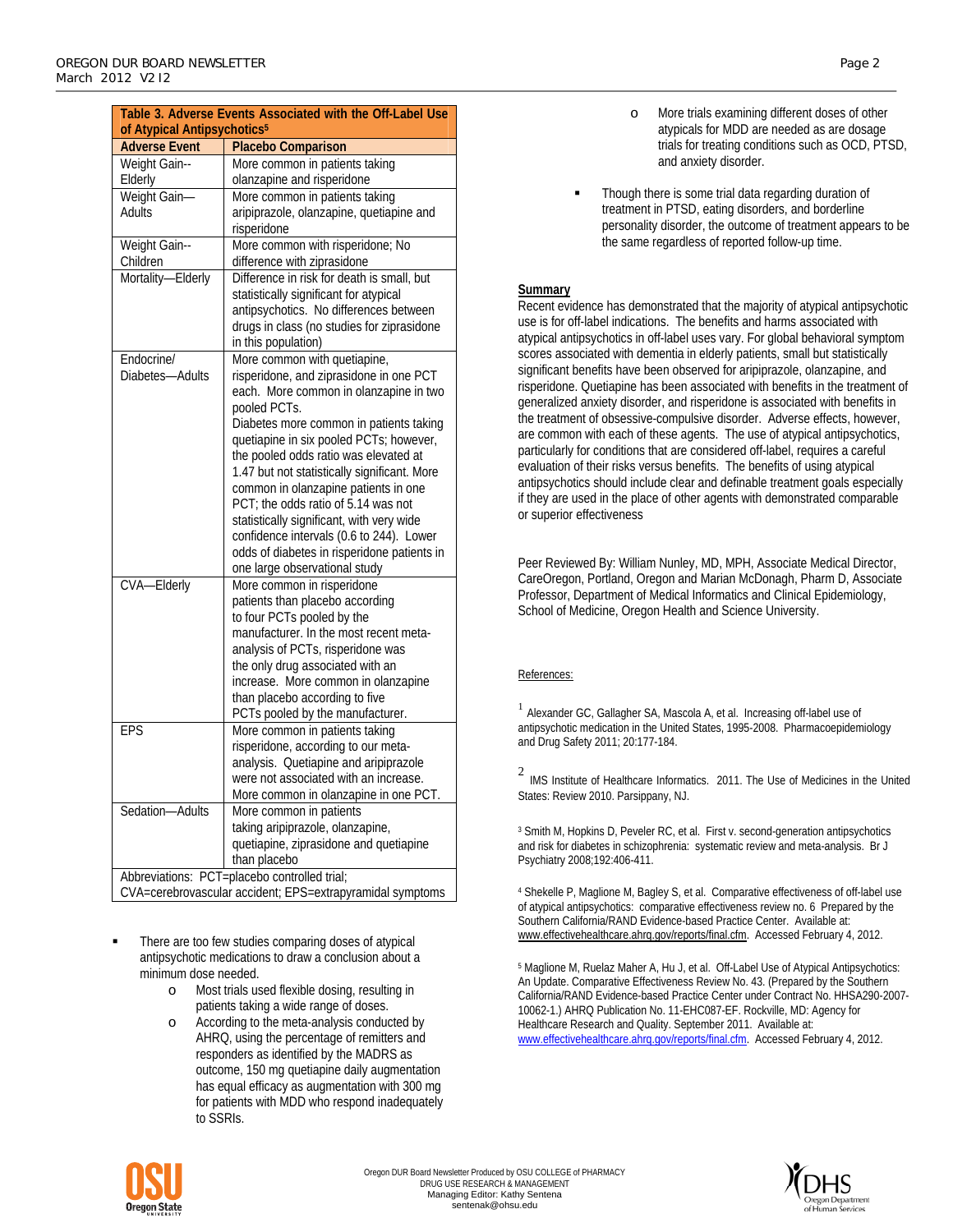| Table 3. Adverse Events Associated with the Off-Label Use of Atypical Antipsychotics[5] | |
|---|---|
| **Adverse Event** | **Placebo Comparison** |
| Weight Gain--Elderly | More common in patients taking olanzapine and risperidone |
| Weight Gain—Adults | More common in patients taking aripiprazole, olanzapine, quetiapine and risperidone |
| Weight Gain--Children | More common with risperidone; No difference with ziprasidone |
| Mortality—Elderly | Difference in risk for death is small, but statistically significant for atypical antipsychotics. No differences between drugs in class (no studies for ziprasidone in this population) |
| Endocrine/ Diabetes—Adults | More common with quetiapine, risperidone, and ziprasidone in one PCT each. More common in olanzapine in two pooled PCTs. Diabetes more common in patients taking quetiapine in six pooled PCTs; however, the pooled odds ratio was elevated at 1.47 but not statistically significant. More common in olanzapine patients in one PCT; the odds ratio of 5.14 was not statistically significant, with very wide confidence intervals (0.6 to 244). Lower odds of diabetes in risperidone patients in one large observational study |
| CVA—Elderly | More common in risperidone patients than placebo according to four PCTs pooled by the manufacturer. In the most recent meta-analysis of PCTs, risperidone was the only drug associated with an increase. More common in olanzapine than placebo according to five PCTs pooled by the manufacturer. |
| EPS | More common in patients taking risperidone, according to our meta-analysis. Quetiapine and aripiprazole were not associated with an increase. More common in olanzapine in one PCT. |
| Sedation—Adults | More common in patients taking aripiprazole, olanzapine, quetiapine, ziprasidone and quetiapine than placebo |
| Abbreviations: PCT=placebo controlled trial; CVA=cerebrovascular accident; EPS=extrapyramidal symptoms | |

- There are too few studies comparing doses of atypical antipsychotic medications to draw a conclusion about a minimum dose needed.
  - Most trials used flexible dosing, resulting in patients taking a wide range of doses.
  - According to the meta-analysis conducted by AHRQ, using the percentage of remitters and responders as identified by the MADRS as outcome, 150 mg quetiapine daily augmentation has equal efficacy as augmentation with 300 mg for patients with MDD who respond inadequately to SSRIs.
  - More trials examining different doses of other atypicals for MDD are needed as are dosage trials for treating conditions such as OCD, PTSD, and anxiety disorder.
- Though there is some trial data regarding duration of treatment in PTSD, eating disorders, and borderline personality disorder, the outcome of treatment appears to be the same regardless of reported follow-up time.

## Summary

Recent evidence has demonstrated that the majority of atypical antipsychotic use is for off-label indications. The benefits and harms associated with atypical antipsychotics in off-label uses vary. For global behavioral symptom scores associated with dementia in elderly patients, small but statistically significant benefits have been observed for aripiprazole, olanzapine, and risperidone. Quetiapine has been associated with benefits in the treatment of generalized anxiety disorder, and risperidone is associated with benefits in the treatment of obsessive-compulsive disorder. Adverse effects, however, are common with each of these agents. The use of atypical antipsychotics, particularly for conditions that are considered off-label, requires a careful evaluation of their risks versus benefits. The benefits of using atypical antipsychotics should include clear and definable treatment goals especially if they are used in the place of other agents with demonstrated comparable or superior effectiveness

Peer Reviewed By: William Nunley, MD, MPH, Associate Medical Director, CareOregon, Portland, Oregon and Marian McDonagh, Pharm D, Associate Professor, Department of Medical Informatics and Clinical Epidemiology, School of Medicine, Oregon Health and Science University.

References:

1 Alexander GC, Gallagher SA, Mascola A, et al. Increasing off-label use of antipsychotic medication in the United States, 1995-2008. Pharmacoepidemiology and Drug Safety 2011; 20:177-184.

2 IMS Institute of Healthcare Informatics. 2011. The Use of Medicines in the United States: Review 2010. Parsippany, NJ.

3 Smith M, Hopkins D, Peveler RC, et al. First v. second-generation antipsychotics and risk for diabetes in schizophrenia: systematic review and meta-analysis. Br J Psychiatry 2008;192:406-411.

4 Shekelle P, Maglione M, Bagley S, et al. Comparative effectiveness of off-label use of atypical antipsychotics: comparative effectiveness review no. 6 Prepared by the Southern California/RAND Evidence-based Practice Center. Available at: www.effectivehealthcare.ahrq.gov/reports/final.cfm. Accessed February 4, 2012.

5 Maglione M, Ruelaz Maher A, Hu J, et al. Off-Label Use of Atypical Antipsychotics: An Update. Comparative Effectiveness Review No. 43. (Prepared by the Southern California/RAND Evidence-based Practice Center under Contract No. HHSA290-2007-10062-1.) AHRQ Publication No. 11-EHC087-EF. Rockville, MD: Agency for Healthcare Research and Quality. September 2011. Available at: www.effectivehealthcare.ahrq.gov/reports/final.cfm. Accessed February 4, 2012.

Oregon DUR Board Newsletter Produced by OSU COLLEGE of PHARMACY
DRUG USE RESEARCH & MANAGEMENT
Managing Editor: Kathy Sentena
sentenak@ohsu.edu